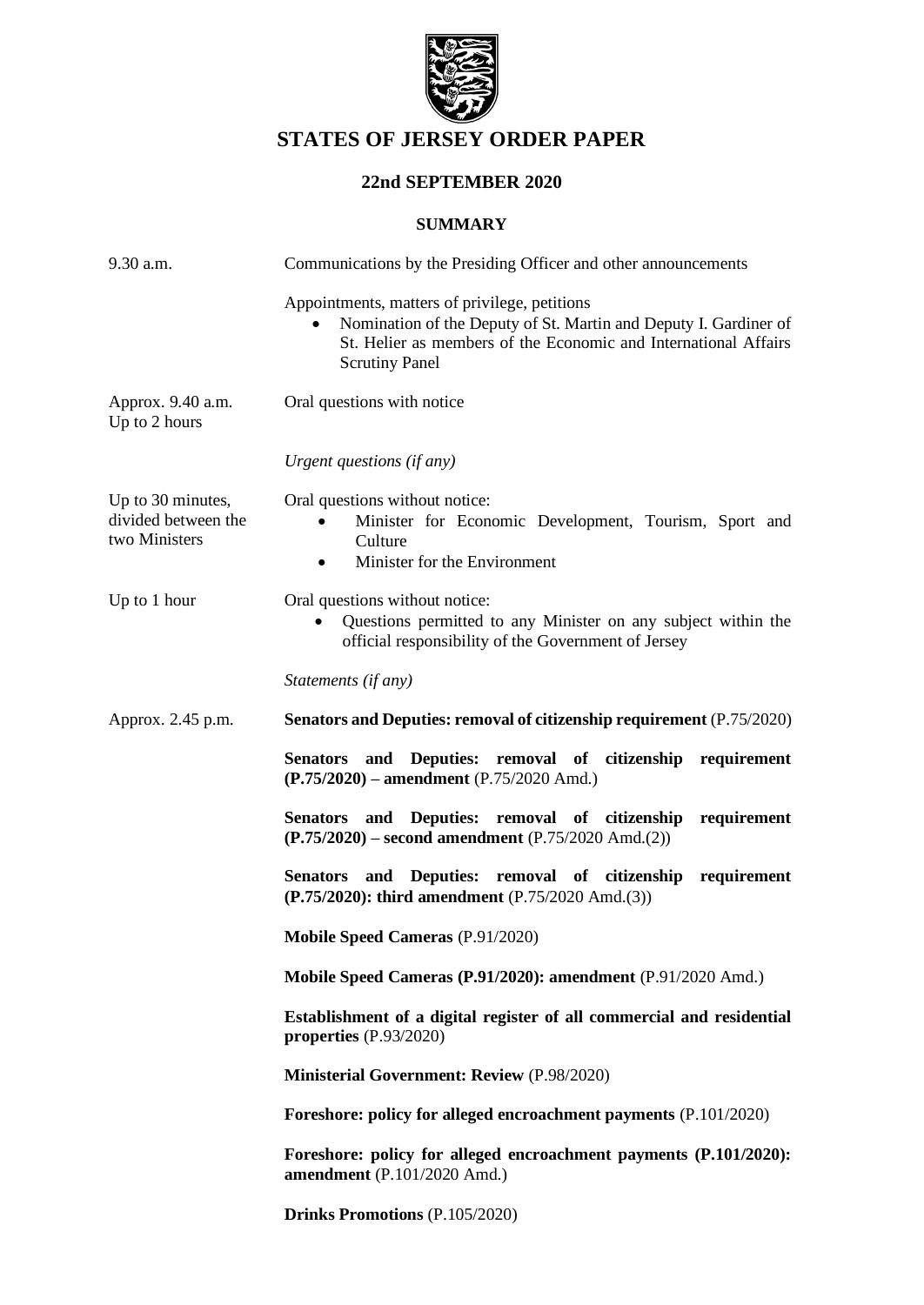# STATES OF JERSEY ORDER PAPER

## 22nd SEPTEMBER 2020

### SUMMARY

| | |
|---|---|
| 9.30 a.m. | Communications by the Presiding Officer and other announcements |
| | Appointments, matters of privilege, petitions<br>• Nomination of the Deputy of St. Martin and Deputy I. Gardiner of St. Helier as members of the Economic and International Affairs Scrutiny Panel |
| Approx. 9.40 a.m.<br>Up to 2 hours | Oral questions with notice |
| | *Urgent questions (if any)* |
| Up to 30 minutes, divided between the two Ministers | Oral questions without notice:<br>• Minister for Economic Development, Tourism, Sport and Culture<br>• Minister for the Environment |
| Up to 1 hour | Oral questions without notice:<br>• Questions permitted to any Minister on any subject within the official responsibility of the Government of Jersey |
| | *Statements (if any)* |
| Approx. 2.45 p.m. | **Senators and Deputies: removal of citizenship requirement** (P.75/2020) |
| | **Senators and Deputies: removal of citizenship requirement (P.75/2020) – amendment** (P.75/2020 Amd.) |
| | **Senators and Deputies: removal of citizenship requirement (P.75/2020) – second amendment** (P.75/2020 Amd.(2)) |
| | **Senators and Deputies: removal of citizenship requirement (P.75/2020): third amendment** (P.75/2020 Amd.(3)) |
| | **Mobile Speed Cameras** (P.91/2020) |
| | **Mobile Speed Cameras (P.91/2020): amendment** (P.91/2020 Amd.) |
| | **Establishment of a digital register of all commercial and residential properties** (P.93/2020) |
| | **Ministerial Government: Review** (P.98/2020) |
| | **Foreshore: policy for alleged encroachment payments** (P.101/2020) |
| | **Foreshore: policy for alleged encroachment payments (P.101/2020): amendment** (P.101/2020 Amd.) |
| | **Drinks Promotions** (P.105/2020) |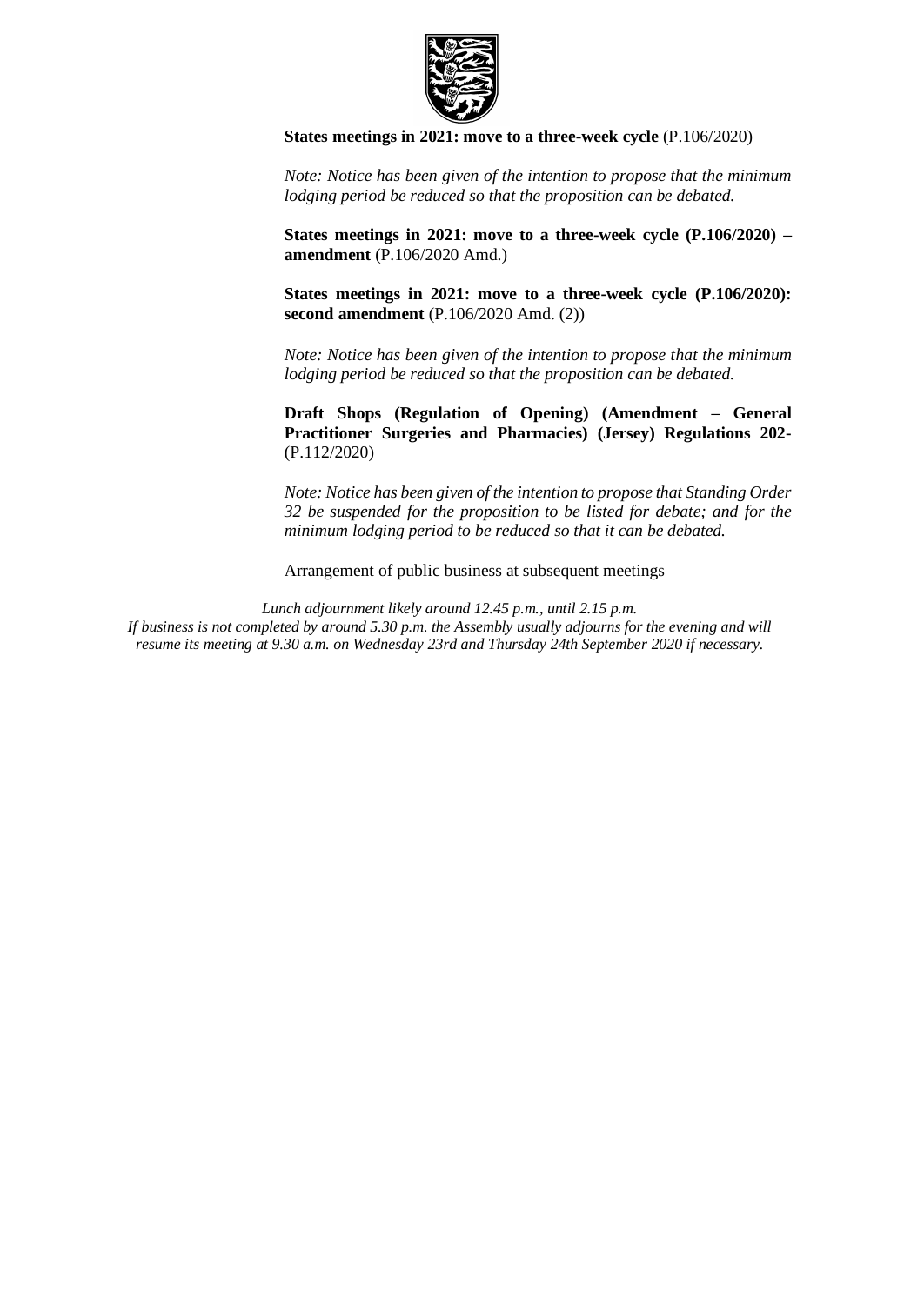**States meetings in 2021: move to a three-week cycle** (P.106/2020)

*Note: Notice has been given of the intention to propose that the minimum lodging period be reduced so that the proposition can be debated.*

**States meetings in 2021: move to a three-week cycle (P.106/2020) – amendment** (P.106/2020 Amd.)

**States meetings in 2021: move to a three-week cycle (P.106/2020): second amendment** (P.106/2020 Amd. (2))

*Note: Notice has been given of the intention to propose that the minimum lodging period be reduced so that the proposition can be debated.*

**Draft Shops (Regulation of Opening) (Amendment – General Practitioner Surgeries and Pharmacies) (Jersey) Regulations 202-** (P.112/2020)

*Note: Notice has been given of the intention to propose that Standing Order 32 be suspended for the proposition to be listed for debate; and for the minimum lodging period to be reduced so that it can be debated.*

Arrangement of public business at subsequent meetings

*Lunch adjournment likely around 12.45 p.m., until 2.15 p.m.*
*If business is not completed by around 5.30 p.m. the Assembly usually adjourns for the evening and will resume its meeting at 9.30 a.m. on Wednesday 23rd and Thursday 24th September 2020 if necessary.*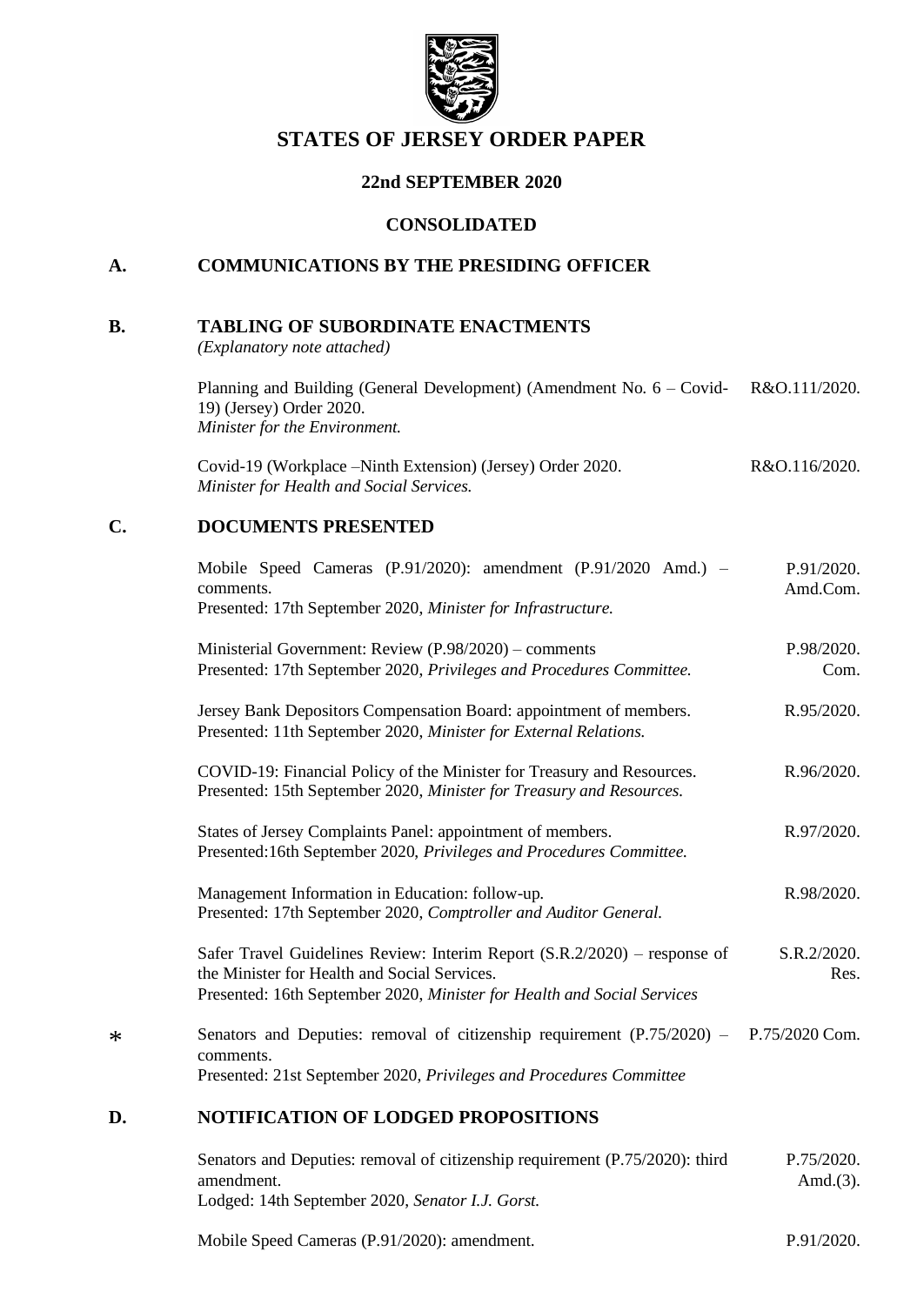# STATES OF JERSEY ORDER PAPER

## 22nd SEPTEMBER 2020

## CONSOLIDATED

## A. COMMUNICATIONS BY THE PRESIDING OFFICER

## B. TABLING OF SUBORDINATE ENACTMENTS

*(Explanatory note attached)*

Planning and Building (General Development) (Amendment No. 6 – Covid-19) (Jersey) Order 2020. — R&O.111/2020.
*Minister for the Environment.*

Covid-19 (Workplace –Ninth Extension) (Jersey) Order 2020. — R&O.116/2020.
*Minister for Health and Social Services.*

## C. DOCUMENTS PRESENTED

Mobile Speed Cameras (P.91/2020): amendment (P.91/2020 Amd.) – comments. — P.91/2020. Amd.Com.
Presented: 17th September 2020, *Minister for Infrastructure.*

Ministerial Government: Review (P.98/2020) – comments — P.98/2020. Com.
Presented: 17th September 2020, *Privileges and Procedures Committee.*

Jersey Bank Depositors Compensation Board: appointment of members. — R.95/2020.
Presented: 11th September 2020, *Minister for External Relations.*

COVID-19: Financial Policy of the Minister for Treasury and Resources. — R.96/2020.
Presented: 15th September 2020, *Minister for Treasury and Resources.*

States of Jersey Complaints Panel: appointment of members. — R.97/2020.
Presented:16th September 2020, *Privileges and Procedures Committee.*

Management Information in Education: follow-up. — R.98/2020.
Presented: 17th September 2020, *Comptroller and Auditor General.*

Safer Travel Guidelines Review: Interim Report (S.R.2/2020) – response of the Minister for Health and Social Services. — S.R.2/2020. Res.
Presented: 16th September 2020, *Minister for Health and Social Services*

\* Senators and Deputies: removal of citizenship requirement (P.75/2020) – comments. — P.75/2020 Com.
Presented: 21st September 2020, *Privileges and Procedures Committee*

## D. NOTIFICATION OF LODGED PROPOSITIONS

Senators and Deputies: removal of citizenship requirement (P.75/2020): third amendment. — P.75/2020. Amd.(3).
Lodged: 14th September 2020, *Senator I.J. Gorst.*

Mobile Speed Cameras (P.91/2020): amendment. — P.91/2020.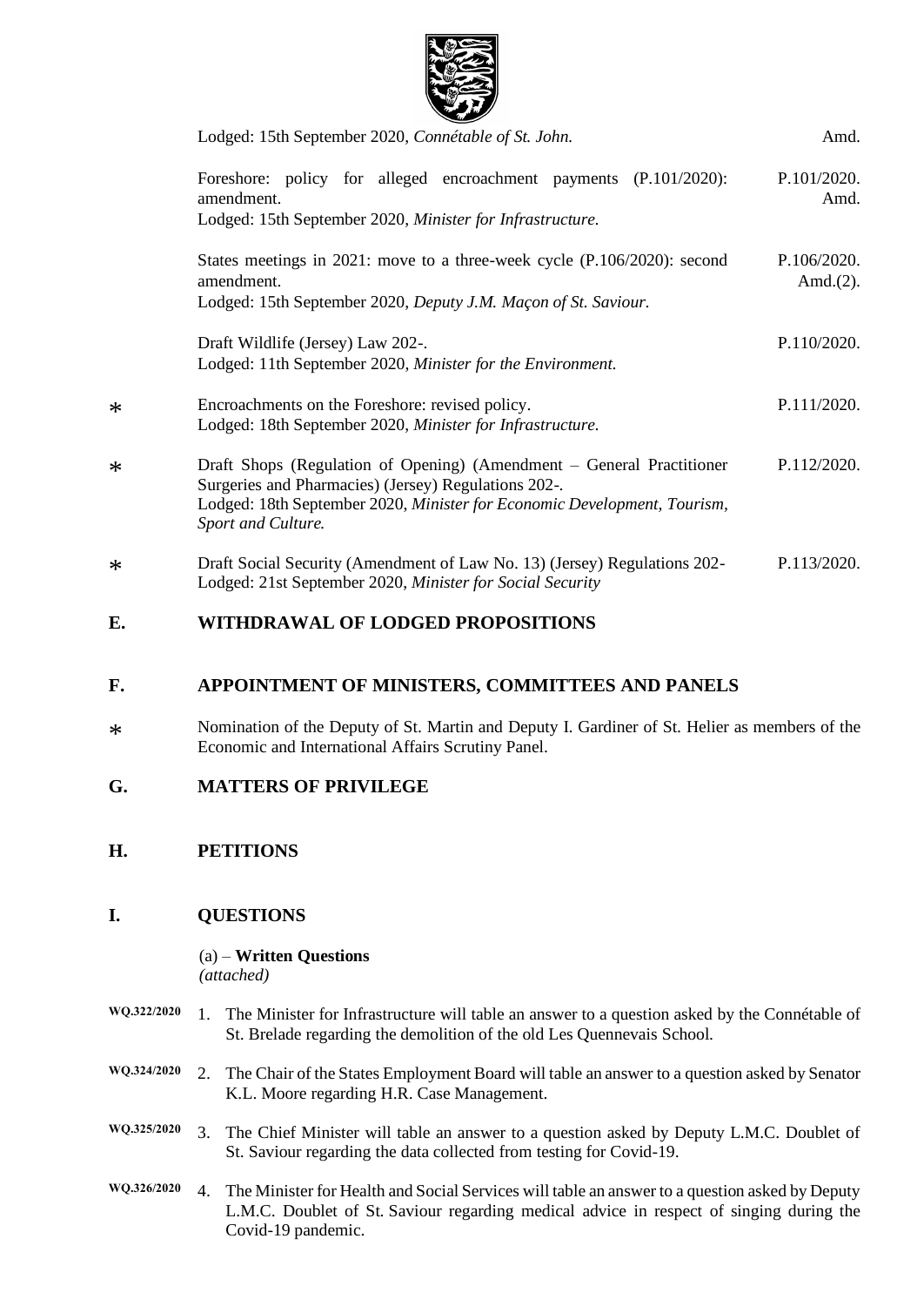Lodged: 15th September 2020, *Connétable of St. John.* — Amd.

Foreshore: policy for alleged encroachment payments (P.101/2020): amendment. — P.101/2020. Amd.
Lodged: 15th September 2020, *Minister for Infrastructure.*

States meetings in 2021: move to a three-week cycle (P.106/2020): second amendment. — P.106/2020. Amd.(2).
Lodged: 15th September 2020, *Deputy J.M. Maçon of St. Saviour.*

Draft Wildlife (Jersey) Law 202-. — P.110/2020.
Lodged: 11th September 2020, *Minister for the Environment.*

\* Encroachments on the Foreshore: revised policy. — P.111/2020.
Lodged: 18th September 2020, *Minister for Infrastructure.*

\* Draft Shops (Regulation of Opening) (Amendment – General Practitioner Surgeries and Pharmacies) (Jersey) Regulations 202-. — P.112/2020.
Lodged: 18th September 2020, *Minister for Economic Development, Tourism, Sport and Culture.*

\* Draft Social Security (Amendment of Law No. 13) (Jersey) Regulations 202- — P.113/2020.
Lodged: 21st September 2020, *Minister for Social Security*

## E. WITHDRAWAL OF LODGED PROPOSITIONS

## F. APPOINTMENT OF MINISTERS, COMMITTEES AND PANELS

\* Nomination of the Deputy of St. Martin and Deputy I. Gardiner of St. Helier as members of the Economic and International Affairs Scrutiny Panel.

## G. MATTERS OF PRIVILEGE

## H. PETITIONS

## I. QUESTIONS

(a) – **Written Questions**
*(attached)*

WQ.322/2020 — 1. The Minister for Infrastructure will table an answer to a question asked by the Connétable of St. Brelade regarding the demolition of the old Les Quennevais School.

WQ.324/2020 — 2. The Chair of the States Employment Board will table an answer to a question asked by Senator K.L. Moore regarding H.R. Case Management.

WQ.325/2020 — 3. The Chief Minister will table an answer to a question asked by Deputy L.M.C. Doublet of St. Saviour regarding the data collected from testing for Covid-19.

WQ.326/2020 — 4. The Minister for Health and Social Services will table an answer to a question asked by Deputy L.M.C. Doublet of St. Saviour regarding medical advice in respect of singing during the Covid-19 pandemic.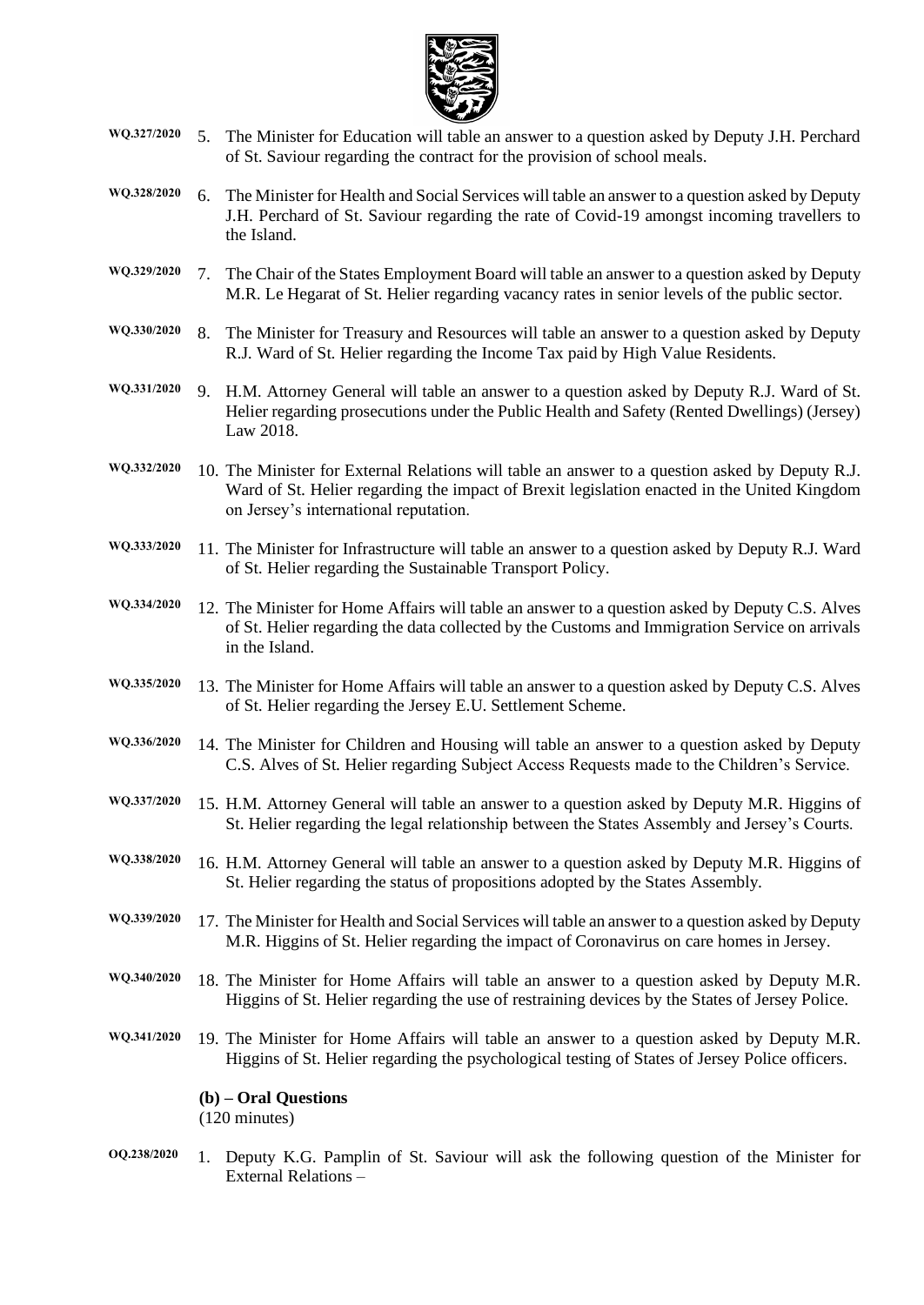WQ.327/2020 5. The Minister for Education will table an answer to a question asked by Deputy J.H. Perchard of St. Saviour regarding the contract for the provision of school meals.

WQ.328/2020 6. The Minister for Health and Social Services will table an answer to a question asked by Deputy J.H. Perchard of St. Saviour regarding the rate of Covid-19 amongst incoming travellers to the Island.

WQ.329/2020 7. The Chair of the States Employment Board will table an answer to a question asked by Deputy M.R. Le Hegarat of St. Helier regarding vacancy rates in senior levels of the public sector.

WQ.330/2020 8. The Minister for Treasury and Resources will table an answer to a question asked by Deputy R.J. Ward of St. Helier regarding the Income Tax paid by High Value Residents.

WQ.331/2020 9. H.M. Attorney General will table an answer to a question asked by Deputy R.J. Ward of St. Helier regarding prosecutions under the Public Health and Safety (Rented Dwellings) (Jersey) Law 2018.

WQ.332/2020 10. The Minister for External Relations will table an answer to a question asked by Deputy R.J. Ward of St. Helier regarding the impact of Brexit legislation enacted in the United Kingdom on Jersey's international reputation.

WQ.333/2020 11. The Minister for Infrastructure will table an answer to a question asked by Deputy R.J. Ward of St. Helier regarding the Sustainable Transport Policy.

WQ.334/2020 12. The Minister for Home Affairs will table an answer to a question asked by Deputy C.S. Alves of St. Helier regarding the data collected by the Customs and Immigration Service on arrivals in the Island.

WQ.335/2020 13. The Minister for Home Affairs will table an answer to a question asked by Deputy C.S. Alves of St. Helier regarding the Jersey E.U. Settlement Scheme.

WQ.336/2020 14. The Minister for Children and Housing will table an answer to a question asked by Deputy C.S. Alves of St. Helier regarding Subject Access Requests made to the Children's Service.

WQ.337/2020 15. H.M. Attorney General will table an answer to a question asked by Deputy M.R. Higgins of St. Helier regarding the legal relationship between the States Assembly and Jersey's Courts.

WQ.338/2020 16. H.M. Attorney General will table an answer to a question asked by Deputy M.R. Higgins of St. Helier regarding the status of propositions adopted by the States Assembly.

WQ.339/2020 17. The Minister for Health and Social Services will table an answer to a question asked by Deputy M.R. Higgins of St. Helier regarding the impact of Coronavirus on care homes in Jersey.

WQ.340/2020 18. The Minister for Home Affairs will table an answer to a question asked by Deputy M.R. Higgins of St. Helier regarding the use of restraining devices by the States of Jersey Police.

WQ.341/2020 19. The Minister for Home Affairs will table an answer to a question asked by Deputy M.R. Higgins of St. Helier regarding the psychological testing of States of Jersey Police officers.

**(b) – Oral Questions**
(120 minutes)

OQ.238/2020 1. Deputy K.G. Pamplin of St. Saviour will ask the following question of the Minister for External Relations –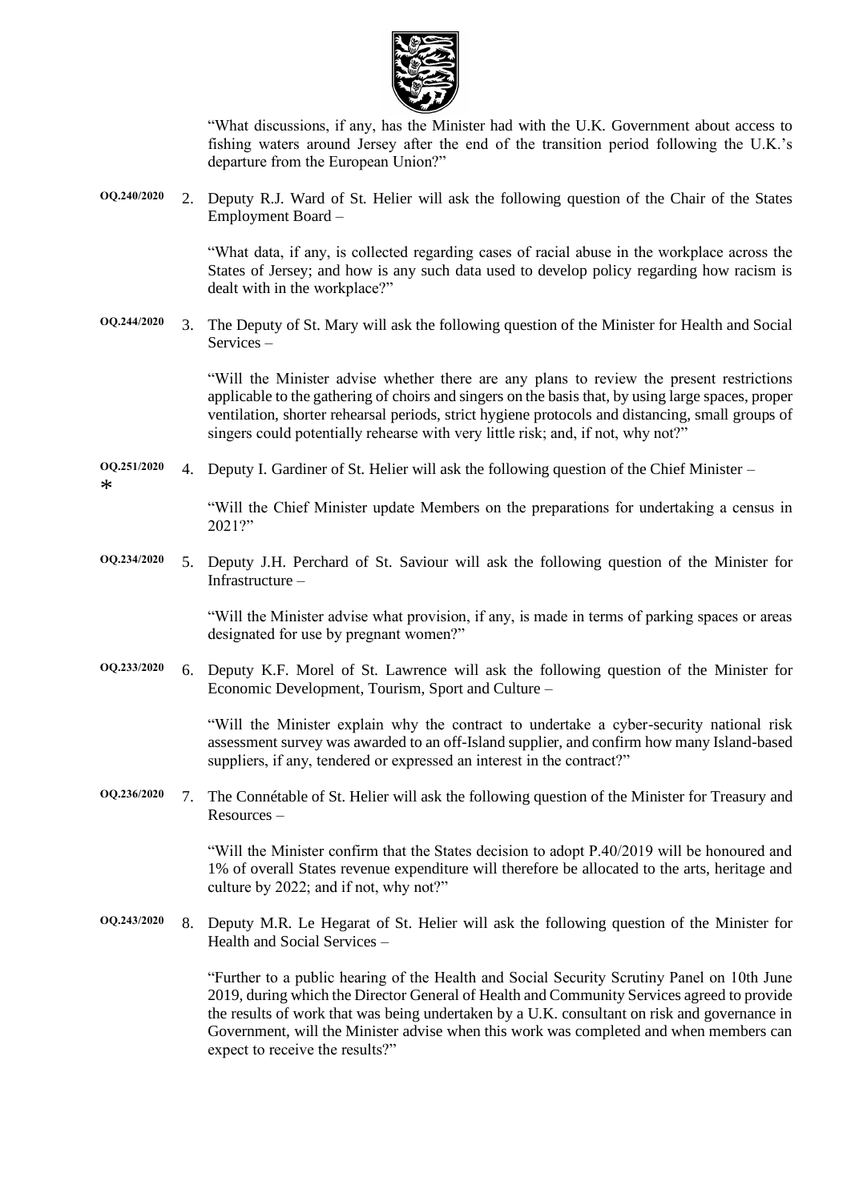"What discussions, if any, has the Minister had with the U.K. Government about access to fishing waters around Jersey after the end of the transition period following the U.K.'s departure from the European Union?"

**OQ.240/2020** 2. Deputy R.J. Ward of St. Helier will ask the following question of the Chair of the States Employment Board –

"What data, if any, is collected regarding cases of racial abuse in the workplace across the States of Jersey; and how is any such data used to develop policy regarding how racism is dealt with in the workplace?"

**OQ.244/2020** 3. The Deputy of St. Mary will ask the following question of the Minister for Health and Social Services –

"Will the Minister advise whether there are any plans to review the present restrictions applicable to the gathering of choirs and singers on the basis that, by using large spaces, proper ventilation, shorter rehearsal periods, strict hygiene protocols and distancing, small groups of singers could potentially rehearse with very little risk; and, if not, why not?"

**OQ.251/2020** * 4. Deputy I. Gardiner of St. Helier will ask the following question of the Chief Minister –

"Will the Chief Minister update Members on the preparations for undertaking a census in 2021?"

**OQ.234/2020** 5. Deputy J.H. Perchard of St. Saviour will ask the following question of the Minister for Infrastructure –

"Will the Minister advise what provision, if any, is made in terms of parking spaces or areas designated for use by pregnant women?"

**OQ.233/2020** 6. Deputy K.F. Morel of St. Lawrence will ask the following question of the Minister for Economic Development, Tourism, Sport and Culture –

"Will the Minister explain why the contract to undertake a cyber-security national risk assessment survey was awarded to an off-Island supplier, and confirm how many Island-based suppliers, if any, tendered or expressed an interest in the contract?"

**OQ.236/2020** 7. The Connétable of St. Helier will ask the following question of the Minister for Treasury and Resources –

"Will the Minister confirm that the States decision to adopt P.40/2019 will be honoured and 1% of overall States revenue expenditure will therefore be allocated to the arts, heritage and culture by 2022; and if not, why not?"

**OQ.243/2020** 8. Deputy M.R. Le Hegarat of St. Helier will ask the following question of the Minister for Health and Social Services –

"Further to a public hearing of the Health and Social Security Scrutiny Panel on 10th June 2019, during which the Director General of Health and Community Services agreed to provide the results of work that was being undertaken by a U.K. consultant on risk and governance in Government, will the Minister advise when this work was completed and when members can expect to receive the results?"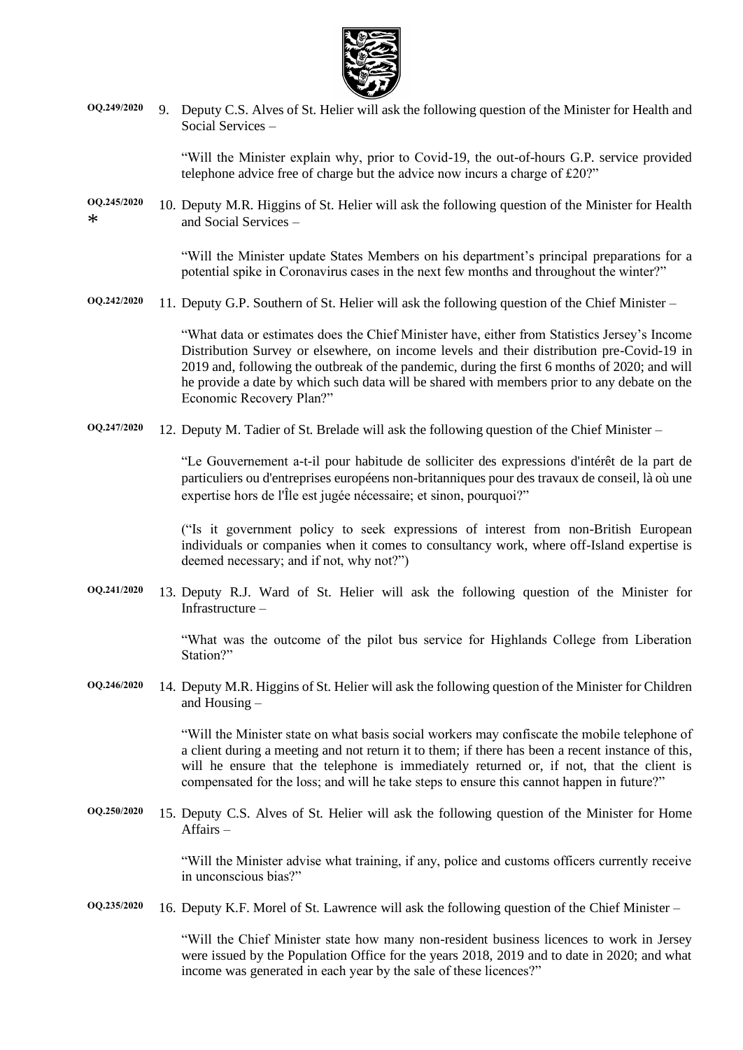**OQ.249/2020** 9. Deputy C.S. Alves of St. Helier will ask the following question of the Minister for Health and Social Services –

"Will the Minister explain why, prior to Covid-19, the out-of-hours G.P. service provided telephone advice free of charge but the advice now incurs a charge of £20?"

**OQ.245/2020** * 10. Deputy M.R. Higgins of St. Helier will ask the following question of the Minister for Health and Social Services –

"Will the Minister update States Members on his department's principal preparations for a potential spike in Coronavirus cases in the next few months and throughout the winter?"

**OQ.242/2020** 11. Deputy G.P. Southern of St. Helier will ask the following question of the Chief Minister –

"What data or estimates does the Chief Minister have, either from Statistics Jersey's Income Distribution Survey or elsewhere, on income levels and their distribution pre-Covid-19 in 2019 and, following the outbreak of the pandemic, during the first 6 months of 2020; and will he provide a date by which such data will be shared with members prior to any debate on the Economic Recovery Plan?"

**OQ.247/2020** 12. Deputy M. Tadier of St. Brelade will ask the following question of the Chief Minister –

"Le Gouvernement a-t-il pour habitude de solliciter des expressions d'intérêt de la part de particuliers ou d'entreprises européens non-britanniques pour des travaux de conseil, là où une expertise hors de l'Île est jugée nécessaire; et sinon, pourquoi?"

("Is it government policy to seek expressions of interest from non-British European individuals or companies when it comes to consultancy work, where off-Island expertise is deemed necessary; and if not, why not?")

**OQ.241/2020** 13. Deputy R.J. Ward of St. Helier will ask the following question of the Minister for Infrastructure –

"What was the outcome of the pilot bus service for Highlands College from Liberation Station?"

**OQ.246/2020** 14. Deputy M.R. Higgins of St. Helier will ask the following question of the Minister for Children and Housing –

"Will the Minister state on what basis social workers may confiscate the mobile telephone of a client during a meeting and not return it to them; if there has been a recent instance of this, will he ensure that the telephone is immediately returned or, if not, that the client is compensated for the loss; and will he take steps to ensure this cannot happen in future?"

**OQ.250/2020** 15. Deputy C.S. Alves of St. Helier will ask the following question of the Minister for Home Affairs –

"Will the Minister advise what training, if any, police and customs officers currently receive in unconscious bias?"

**OQ.235/2020** 16. Deputy K.F. Morel of St. Lawrence will ask the following question of the Chief Minister –

"Will the Chief Minister state how many non-resident business licences to work in Jersey were issued by the Population Office for the years 2018, 2019 and to date in 2020; and what income was generated in each year by the sale of these licences?"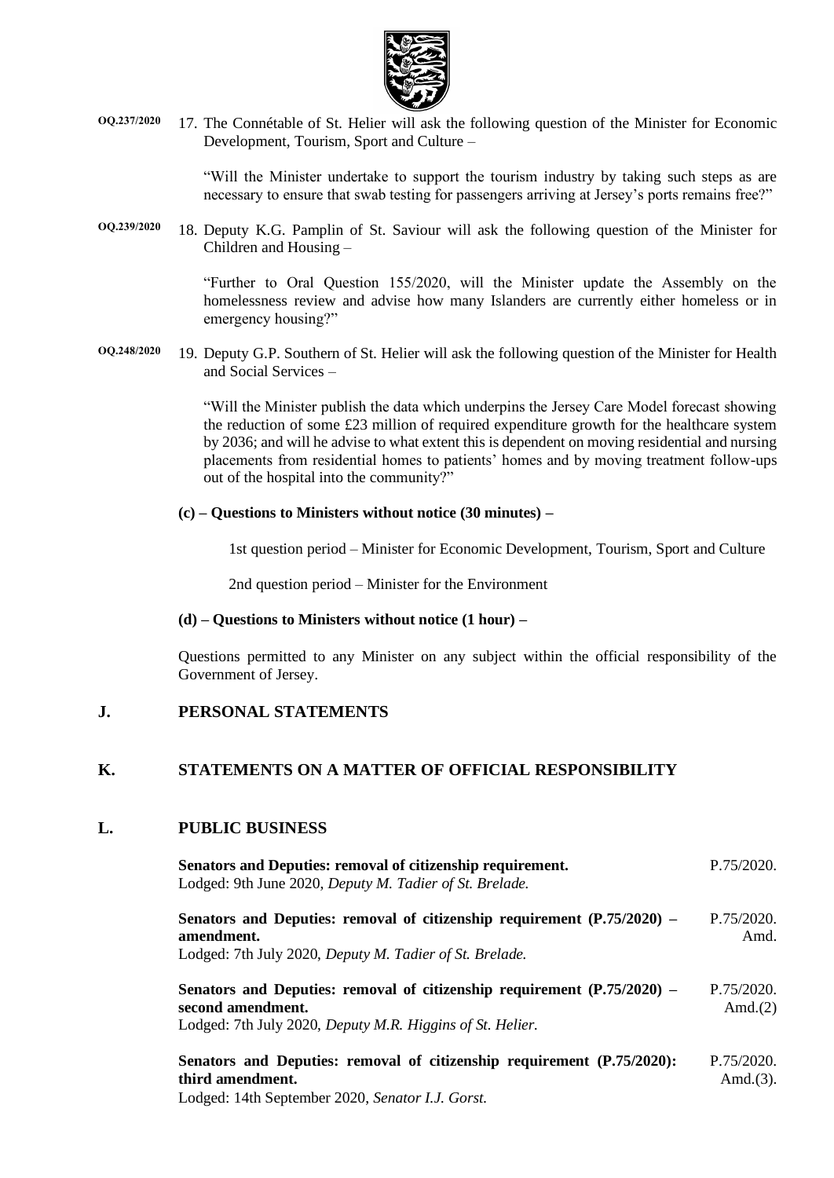**OQ.237/2020** 17. The Connétable of St. Helier will ask the following question of the Minister for Economic Development, Tourism, Sport and Culture –

"Will the Minister undertake to support the tourism industry by taking such steps as are necessary to ensure that swab testing for passengers arriving at Jersey's ports remains free?"

**OQ.239/2020** 18. Deputy K.G. Pamplin of St. Saviour will ask the following question of the Minister for Children and Housing –

"Further to Oral Question 155/2020, will the Minister update the Assembly on the homelessness review and advise how many Islanders are currently either homeless or in emergency housing?"

**OQ.248/2020** 19. Deputy G.P. Southern of St. Helier will ask the following question of the Minister for Health and Social Services –

"Will the Minister publish the data which underpins the Jersey Care Model forecast showing the reduction of some £23 million of required expenditure growth for the healthcare system by 2036; and will he advise to what extent this is dependent on moving residential and nursing placements from residential homes to patients' homes and by moving treatment follow-ups out of the hospital into the community?"

**(c) – Questions to Ministers without notice (30 minutes) –**

1st question period – Minister for Economic Development, Tourism, Sport and Culture

2nd question period – Minister for the Environment

**(d) – Questions to Ministers without notice (1 hour) –**

Questions permitted to any Minister on any subject within the official responsibility of the Government of Jersey.

## J. PERSONAL STATEMENTS

## K. STATEMENTS ON A MATTER OF OFFICIAL RESPONSIBILITY

## L. PUBLIC BUSINESS

**Senators and Deputies: removal of citizenship requirement.** P.75/2020.
Lodged: 9th June 2020, *Deputy M. Tadier of St. Brelade.*

**Senators and Deputies: removal of citizenship requirement (P.75/2020) – amendment.** P.75/2020. Amd.
Lodged: 7th July 2020, *Deputy M. Tadier of St. Brelade.*

**Senators and Deputies: removal of citizenship requirement (P.75/2020) – second amendment.** P.75/2020. Amd.(2)
Lodged: 7th July 2020, *Deputy M.R. Higgins of St. Helier.*

**Senators and Deputies: removal of citizenship requirement (P.75/2020): third amendment.** P.75/2020. Amd.(3).
Lodged: 14th September 2020, *Senator I.J. Gorst.*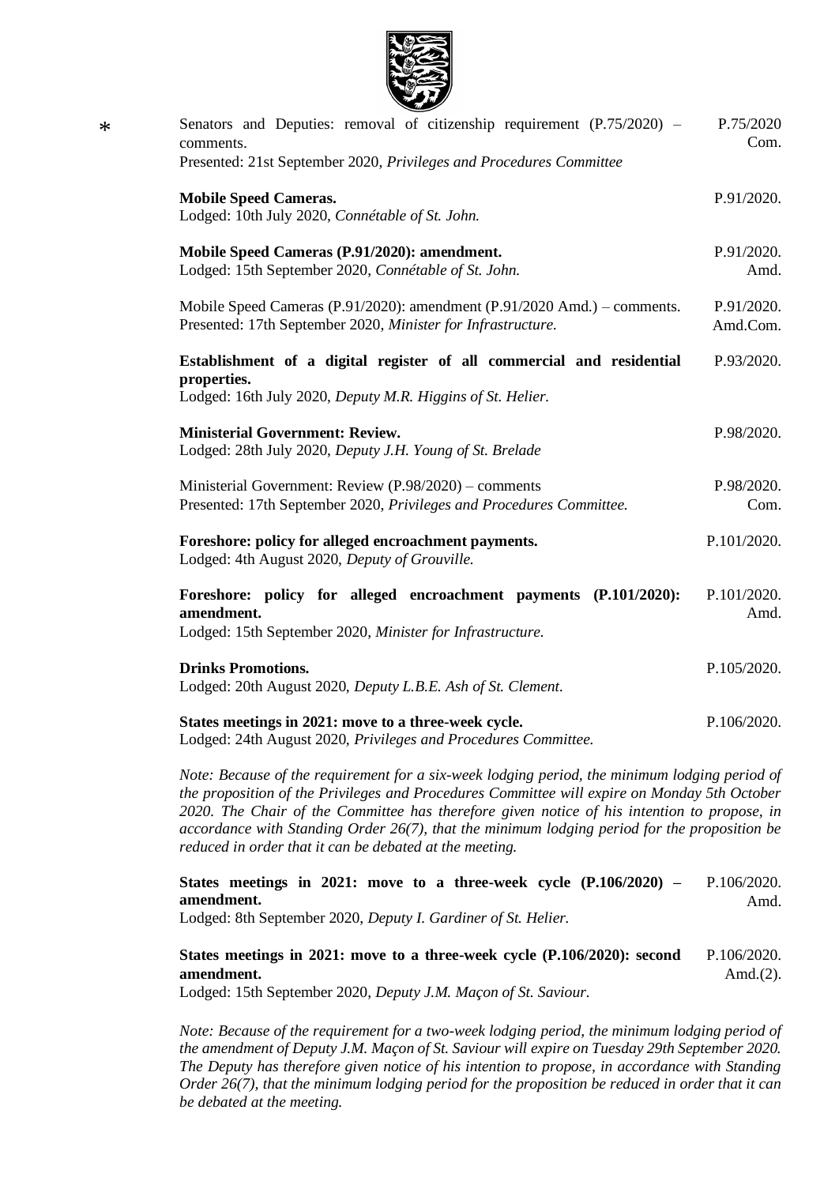| | | |
|---|---|---|
| * | Senators and Deputies: removal of citizenship requirement (P.75/2020) – comments.<br>Presented: 21st September 2020, *Privileges and Procedures Committee* | P.75/2020 Com. |
| | **Mobile Speed Cameras.**<br>Lodged: 10th July 2020, *Connétable of St. John.* | P.91/2020. |
| | **Mobile Speed Cameras (P.91/2020): amendment.**<br>Lodged: 15th September 2020, *Connétable of St. John.* | P.91/2020. Amd. |
| | Mobile Speed Cameras (P.91/2020): amendment (P.91/2020 Amd.) – comments.<br>Presented: 17th September 2020, *Minister for Infrastructure.* | P.91/2020. Amd.Com. |
| | **Establishment of a digital register of all commercial and residential properties.**<br>Lodged: 16th July 2020, *Deputy M.R. Higgins of St. Helier.* | P.93/2020. |
| | **Ministerial Government: Review.**<br>Lodged: 28th July 2020, *Deputy J.H. Young of St. Brelade* | P.98/2020. |
| | Ministerial Government: Review (P.98/2020) – comments<br>Presented: 17th September 2020, *Privileges and Procedures Committee.* | P.98/2020. Com. |
| | **Foreshore: policy for alleged encroachment payments.**<br>Lodged: 4th August 2020, *Deputy of Grouville.* | P.101/2020. |
| | **Foreshore: policy for alleged encroachment payments (P.101/2020): amendment.**<br>Lodged: 15th September 2020, *Minister for Infrastructure.* | P.101/2020. Amd. |
| | **Drinks Promotions.**<br>Lodged: 20th August 2020, *Deputy L.B.E. Ash of St. Clement.* | P.105/2020. |
| | **States meetings in 2021: move to a three-week cycle.**<br>Lodged: 24th August 2020, *Privileges and Procedures Committee.* | P.106/2020. |

*Note: Because of the requirement for a six-week lodging period, the minimum lodging period of the proposition of the Privileges and Procedures Committee will expire on Monday 5th October 2020. The Chair of the Committee has therefore given notice of his intention to propose, in accordance with Standing Order 26(7), that the minimum lodging period for the proposition be reduced in order that it can be debated at the meeting.*

| | |
|---|---|
| **States meetings in 2021: move to a three-week cycle (P.106/2020) – amendment.**<br>Lodged: 8th September 2020, *Deputy I. Gardiner of St. Helier.* | P.106/2020. Amd. |
| **States meetings in 2021: move to a three-week cycle (P.106/2020): second amendment.**<br>Lodged: 15th September 2020, *Deputy J.M. Maçon of St. Saviour.* | P.106/2020. Amd.(2). |

*Note: Because of the requirement for a two-week lodging period, the minimum lodging period of the amendment of Deputy J.M. Maçon of St. Saviour will expire on Tuesday 29th September 2020. The Deputy has therefore given notice of his intention to propose, in accordance with Standing Order 26(7), that the minimum lodging period for the proposition be reduced in order that it can be debated at the meeting.*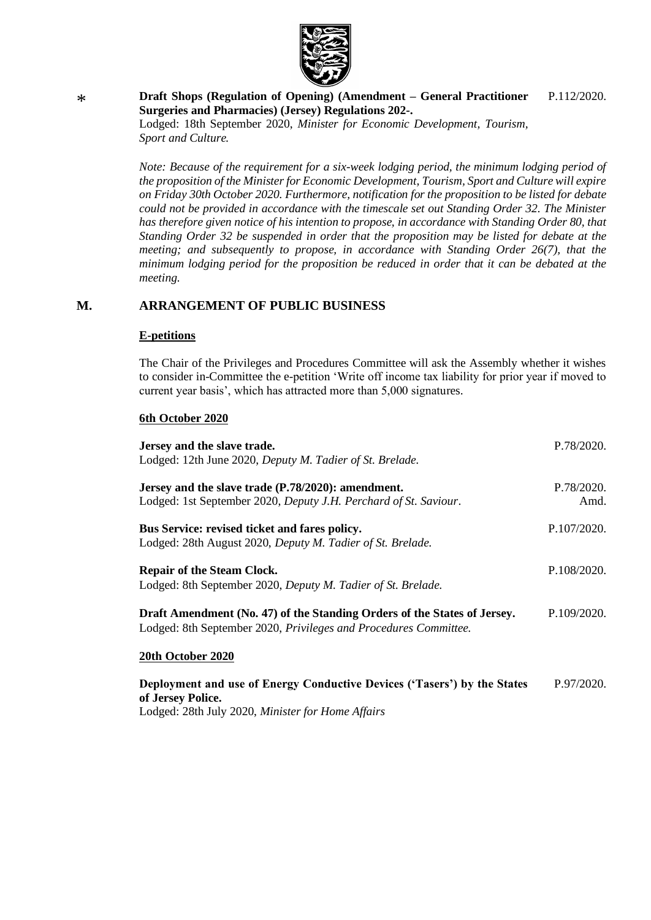\* **Draft Shops (Regulation of Opening) (Amendment – General Practitioner Surgeries and Pharmacies) (Jersey) Regulations 202-.** P.112/2020.
Lodged: 18th September 2020, *Minister for Economic Development, Tourism, Sport and Culture.*

*Note: Because of the requirement for a six-week lodging period, the minimum lodging period of the proposition of the Minister for Economic Development, Tourism, Sport and Culture will expire on Friday 30th October 2020. Furthermore, notification for the proposition to be listed for debate could not be provided in accordance with the timescale set out Standing Order 32. The Minister has therefore given notice of his intention to propose, in accordance with Standing Order 80, that Standing Order 32 be suspended in order that the proposition may be listed for debate at the meeting; and subsequently to propose, in accordance with Standing Order 26(7), that the minimum lodging period for the proposition be reduced in order that it can be debated at the meeting.*

## M. ARRANGEMENT OF PUBLIC BUSINESS

**E-petitions**

The Chair of the Privileges and Procedures Committee will ask the Assembly whether it wishes to consider in-Committee the e-petition 'Write off income tax liability for prior year if moved to current year basis', which has attracted more than 5,000 signatures.

**6th October 2020**

**Jersey and the slave trade.** P.78/2020.
Lodged: 12th June 2020, *Deputy M. Tadier of St. Brelade.*

**Jersey and the slave trade (P.78/2020): amendment.** P.78/2020. Amd.
Lodged: 1st September 2020, *Deputy J.H. Perchard of St. Saviour*.

**Bus Service: revised ticket and fares policy.** P.107/2020.
Lodged: 28th August 2020, *Deputy M. Tadier of St. Brelade.*

**Repair of the Steam Clock.** P.108/2020.
Lodged: 8th September 2020, *Deputy M. Tadier of St. Brelade.*

**Draft Amendment (No. 47) of the Standing Orders of the States of Jersey.** P.109/2020.
Lodged: 8th September 2020, *Privileges and Procedures Committee.*

**20th October 2020**

**Deployment and use of Energy Conductive Devices ('Tasers') by the States of Jersey Police.** P.97/2020.
Lodged: 28th July 2020, *Minister for Home Affairs*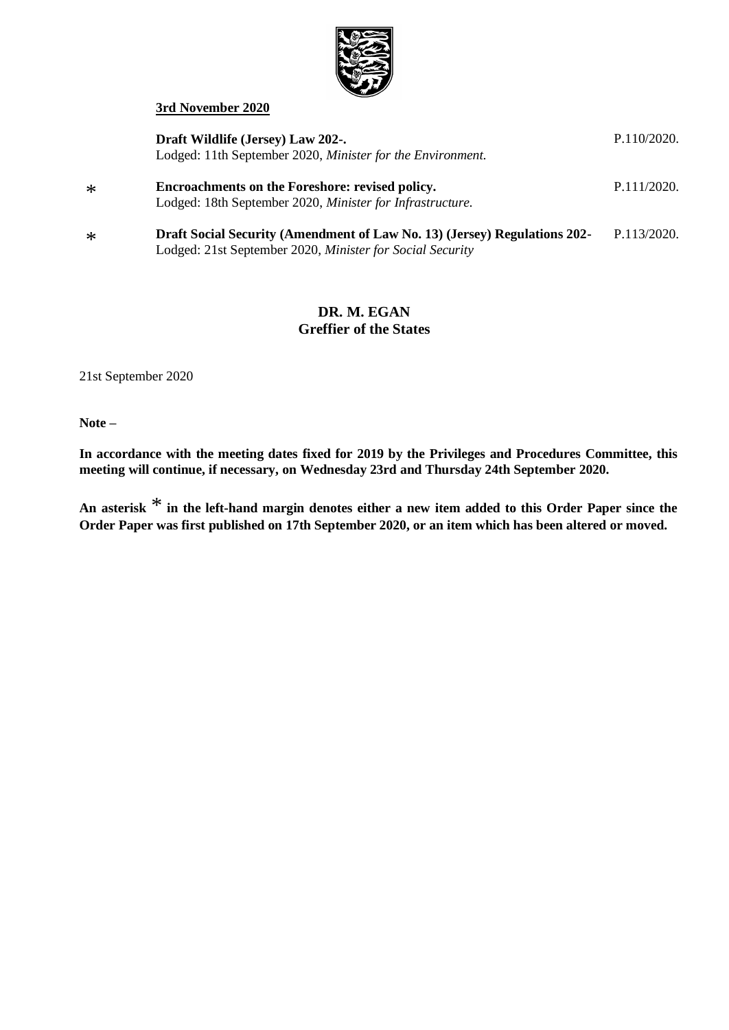**3rd November 2020**

| | | |
|---|---|---|
| | **Draft Wildlife (Jersey) Law 202-.**<br>Lodged: 11th September 2020, *Minister for the Environment.* | P.110/2020. |
| * | **Encroachments on the Foreshore: revised policy.**<br>Lodged: 18th September 2020, *Minister for Infrastructure.* | P.111/2020. |
| * | **Draft Social Security (Amendment of Law No. 13) (Jersey) Regulations 202-**<br>Lodged: 21st September 2020, *Minister for Social Security* | P.113/2020. |

**DR. M. EGAN**
**Greffier of the States**

21st September 2020

**Note –**

**In accordance with the meeting dates fixed for 2019 by the Privileges and Procedures Committee, this meeting will continue, if necessary, on Wednesday 23rd and Thursday 24th September 2020.**

**An asterisk * in the left-hand margin denotes either a new item added to this Order Paper since the Order Paper was first published on 17th September 2020, or an item which has been altered or moved.**